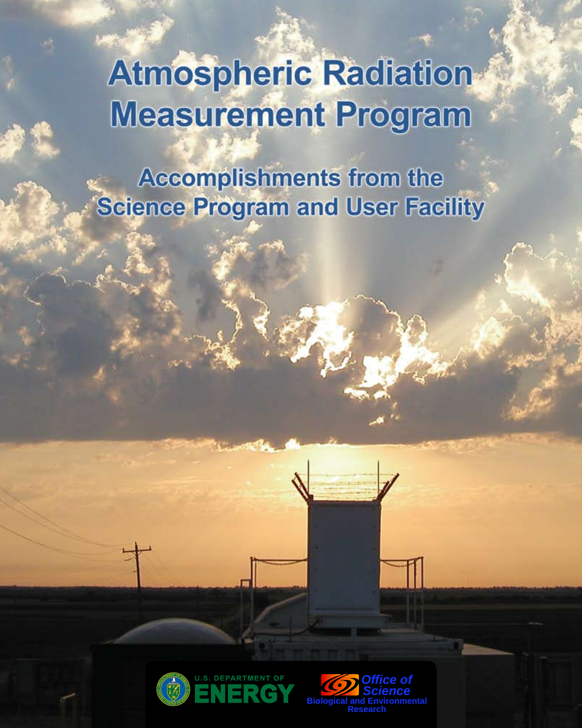# Atmospheric Radiation Measurement Program

## Accomplishments from the Science Program and User Facility

U.S. DEPARTMENT OF ENERGY

Office of Science
Biological and Environmental Research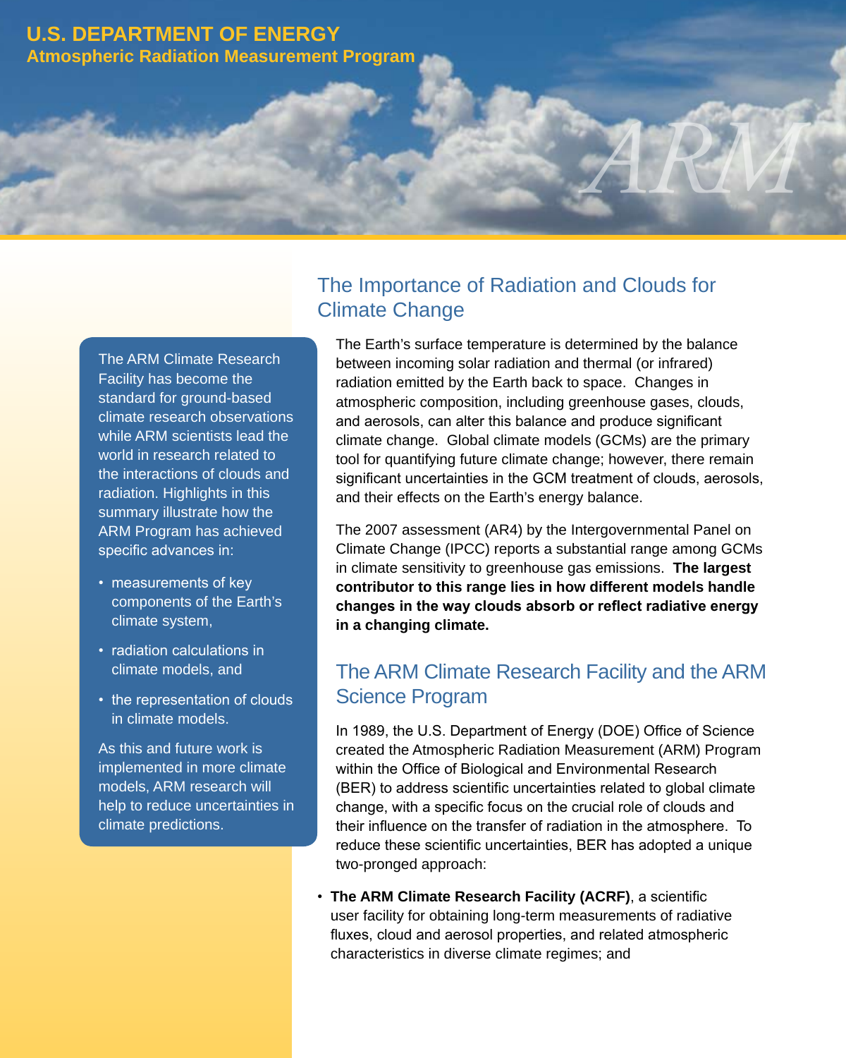U.S. DEPARTMENT OF ENERGY
Atmospheric Radiation Measurement Program

ARM

The ARM Climate Research Facility has become the standard for ground-based climate research observations while ARM scientists lead the world in research related to the interactions of clouds and radiation. Highlights in this summary illustrate how the ARM Program has achieved specific advances in:

- measurements of key components of the Earth's climate system,
- radiation calculations in climate models, and
- the representation of clouds in climate models.

As this and future work is implemented in more climate models, ARM research will help to reduce uncertainties in climate predictions.

## The Importance of Radiation and Clouds for Climate Change

The Earth's surface temperature is determined by the balance between incoming solar radiation and thermal (or infrared) radiation emitted by the Earth back to space. Changes in atmospheric composition, including greenhouse gases, clouds, and aerosols, can alter this balance and produce significant climate change. Global climate models (GCMs) are the primary tool for quantifying future climate change; however, there remain significant uncertainties in the GCM treatment of clouds, aerosols, and their effects on the Earth's energy balance.

The 2007 assessment (AR4) by the Intergovernmental Panel on Climate Change (IPCC) reports a substantial range among GCMs in climate sensitivity to greenhouse gas emissions. **The largest contributor to this range lies in how different models handle changes in the way clouds absorb or reflect radiative energy in a changing climate.**

## The ARM Climate Research Facility and the ARM Science Program

In 1989, the U.S. Department of Energy (DOE) Office of Science created the Atmospheric Radiation Measurement (ARM) Program within the Office of Biological and Environmental Research (BER) to address scientific uncertainties related to global climate change, with a specific focus on the crucial role of clouds and their influence on the transfer of radiation in the atmosphere. To reduce these scientific uncertainties, BER has adopted a unique two-pronged approach:

- **The ARM Climate Research Facility (ACRF)**, a scientific user facility for obtaining long-term measurements of radiative fluxes, cloud and aerosol properties, and related atmospheric characteristics in diverse climate regimes; and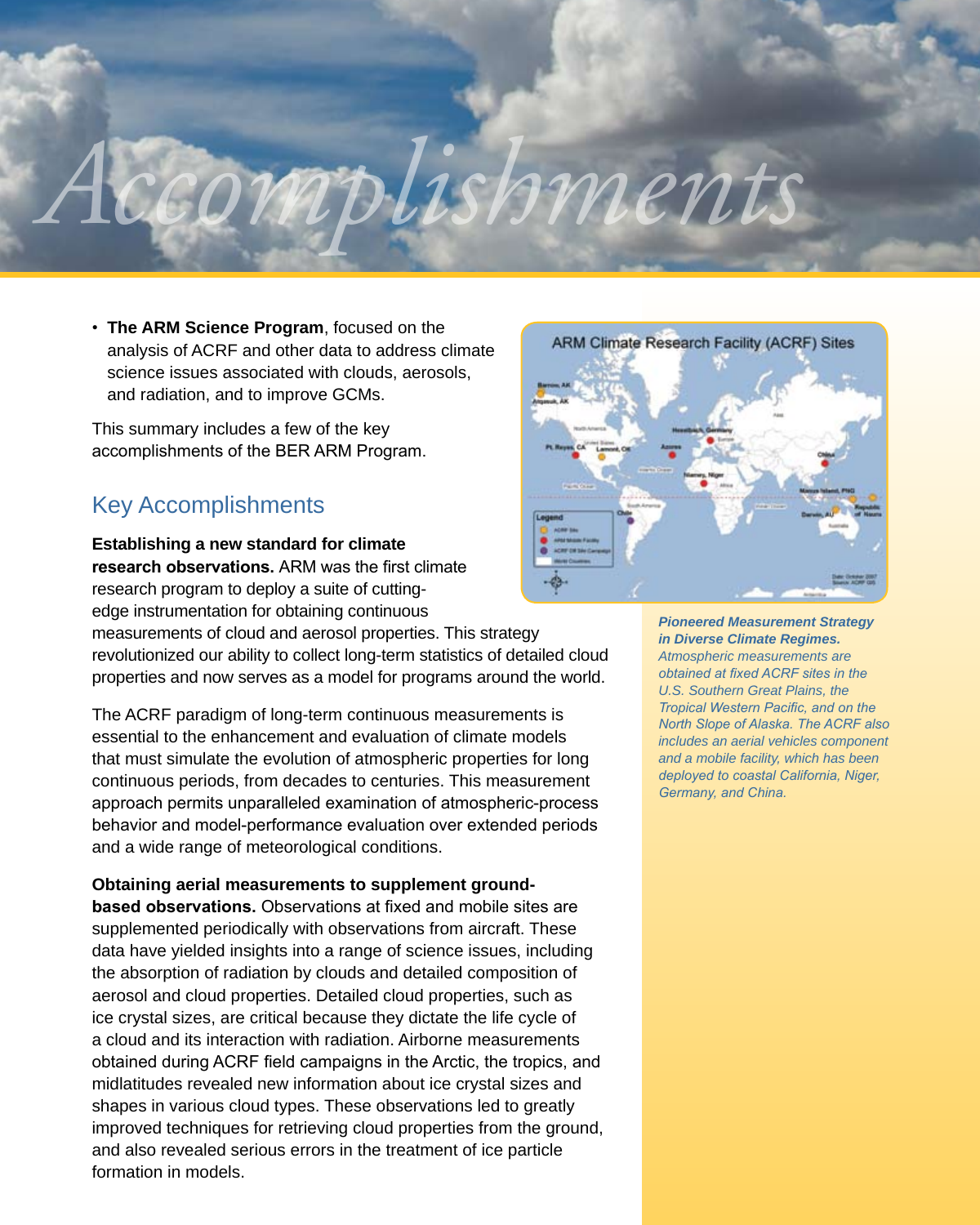# Accomplishments

- **The ARM Science Program**, focused on the analysis of ACRF and other data to address climate science issues associated with clouds, aerosols, and radiation, and to improve GCMs.

This summary includes a few of the key accomplishments of the BER ARM Program.

## Key Accomplishments

**Establishing a new standard for climate research observations.** ARM was the first climate research program to deploy a suite of cutting-edge instrumentation for obtaining continuous measurements of cloud and aerosol properties. This strategy revolutionized our ability to collect long-term statistics of detailed cloud properties and now serves as a model for programs around the world.

The ACRF paradigm of long-term continuous measurements is essential to the enhancement and evaluation of climate models that must simulate the evolution of atmospheric properties for long continuous periods, from decades to centuries. This measurement approach permits unparalleled examination of atmospheric-process behavior and model-performance evaluation over extended periods and a wide range of meteorological conditions.

**Obtaining aerial measurements to supplement ground-based observations.** Observations at fixed and mobile sites are supplemented periodically with observations from aircraft. These data have yielded insights into a range of science issues, including the absorption of radiation by clouds and detailed composition of aerosol and cloud properties. Detailed cloud properties, such as ice crystal sizes, are critical because they dictate the life cycle of a cloud and its interaction with radiation. Airborne measurements obtained during ACRF field campaigns in the Arctic, the tropics, and midlatitudes revealed new information about ice crystal sizes and shapes in various cloud types. These observations led to greatly improved techniques for retrieving cloud properties from the ground, and also revealed serious errors in the treatment of ice particle formation in models.

ARM Climate Research Facility (ACRF) Sites

***Pioneered Measurement Strategy in Diverse Climate Regimes.*** *Atmospheric measurements are obtained at fixed ACRF sites in the U.S. Southern Great Plains, the Tropical Western Pacific, and on the North Slope of Alaska. The ACRF also includes an aerial vehicles component and a mobile facility, which has been deployed to coastal California, Niger, Germany, and China.*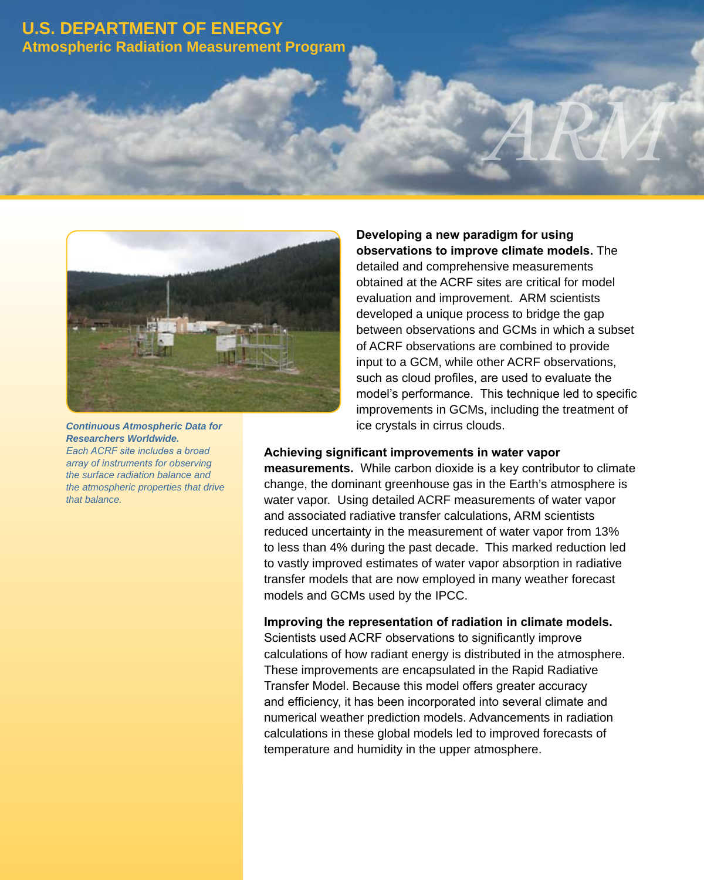# U.S. DEPARTMENT OF ENERGY

## Atmospheric Radiation Measurement Program

***Continuous Atmospheric Data for Researchers Worldwide.***
*Each ACRF site includes a broad array of instruments for observing the surface radiation balance and the atmospheric properties that drive that balance.*

**Developing a new paradigm for using observations to improve climate models.** The detailed and comprehensive measurements obtained at the ACRF sites are critical for model evaluation and improvement. ARM scientists developed a unique process to bridge the gap between observations and GCMs in which a subset of ACRF observations are combined to provide input to a GCM, while other ACRF observations, such as cloud profiles, are used to evaluate the model's performance. This technique led to specific improvements in GCMs, including the treatment of ice crystals in cirrus clouds.

**Achieving significant improvements in water vapor measurements.** While carbon dioxide is a key contributor to climate change, the dominant greenhouse gas in the Earth's atmosphere is water vapor. Using detailed ACRF measurements of water vapor and associated radiative transfer calculations, ARM scientists reduced uncertainty in the measurement of water vapor from 13% to less than 4% during the past decade. This marked reduction led to vastly improved estimates of water vapor absorption in radiative transfer models that are now employed in many weather forecast models and GCMs used by the IPCC.

**Improving the representation of radiation in climate models.** Scientists used ACRF observations to significantly improve calculations of how radiant energy is distributed in the atmosphere. These improvements are encapsulated in the Rapid Radiative Transfer Model. Because this model offers greater accuracy and efficiency, it has been incorporated into several climate and numerical weather prediction models. Advancements in radiation calculations in these global models led to improved forecasts of temperature and humidity in the upper atmosphere.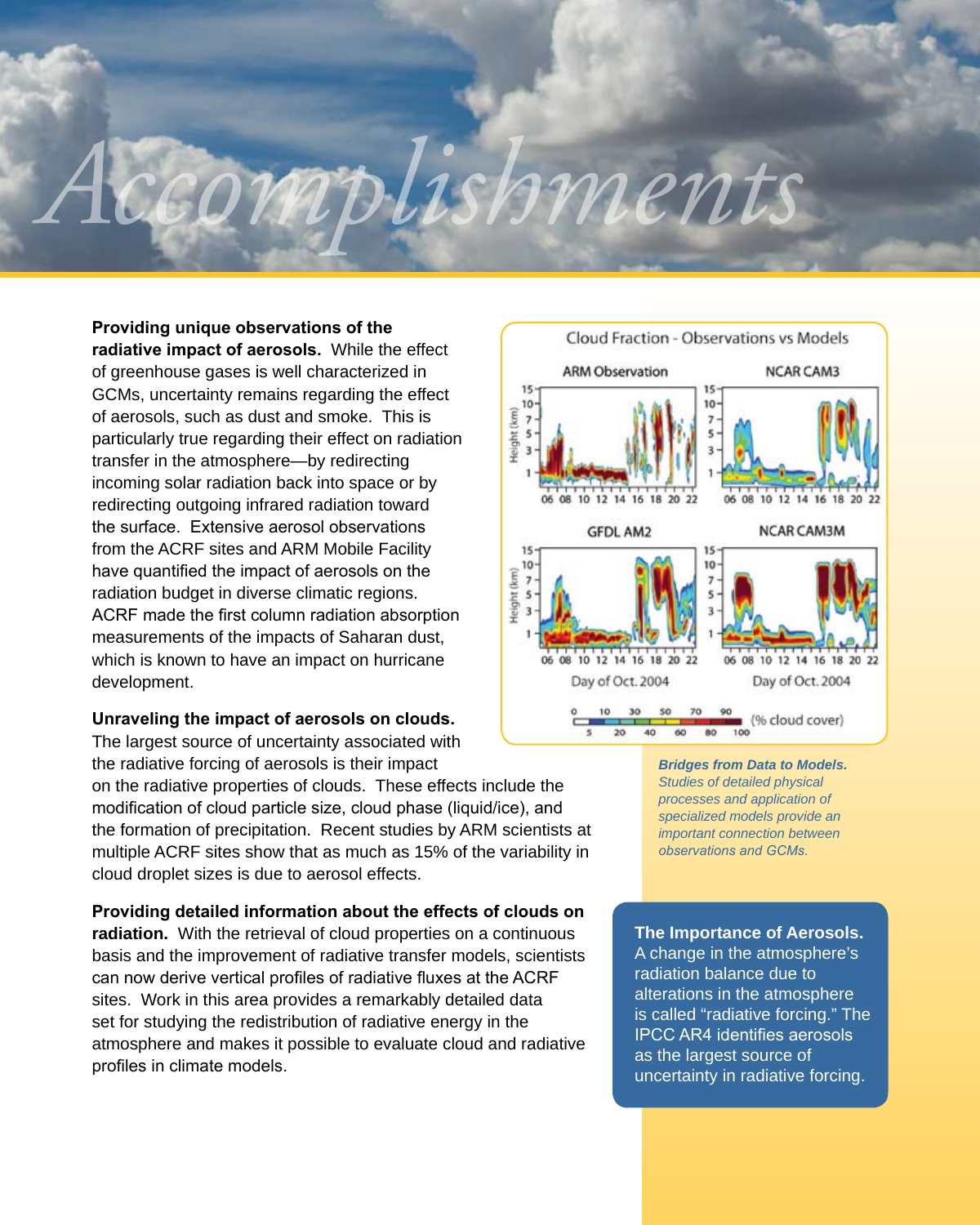# Accomplishments

**Providing unique observations of the radiative impact of aerosols.** While the effect of greenhouse gases is well characterized in GCMs, uncertainty remains regarding the effect of aerosols, such as dust and smoke. This is particularly true regarding their effect on radiation transfer in the atmosphere—by redirecting incoming solar radiation back into space or by redirecting outgoing infrared radiation toward the surface. Extensive aerosol observations from the ACRF sites and ARM Mobile Facility have quantified the impact of aerosols on the radiation budget in diverse climatic regions. ACRF made the first column radiation absorption measurements of the impacts of Saharan dust, which is known to have an impact on hurricane development.

**Unraveling the impact of aerosols on clouds.** The largest source of uncertainty associated with the radiative forcing of aerosols is their impact on the radiative properties of clouds. These effects include the modification of cloud particle size, cloud phase (liquid/ice), and the formation of precipitation. Recent studies by ARM scientists at multiple ACRF sites show that as much as 15% of the variability in cloud droplet sizes is due to aerosol effects.

**Providing detailed information about the effects of clouds on radiation.** With the retrieval of cloud properties on a continuous basis and the improvement of radiative transfer models, scientists can now derive vertical profiles of radiative fluxes at the ACRF sites. Work in this area provides a remarkably detailed data set for studying the redistribution of radiative energy in the atmosphere and makes it possible to evaluate cloud and radiative profiles in climate models.

Cloud Fraction - Observations vs Models

***Bridges from Data to Models.*** *Studies of detailed physical processes and application of specialized models provide an important connection between observations and GCMs.*

**The Importance of Aerosols.** A change in the atmosphere's radiation balance due to alterations in the atmosphere is called "radiative forcing." The IPCC AR4 identifies aerosols as the largest source of uncertainty in radiative forcing.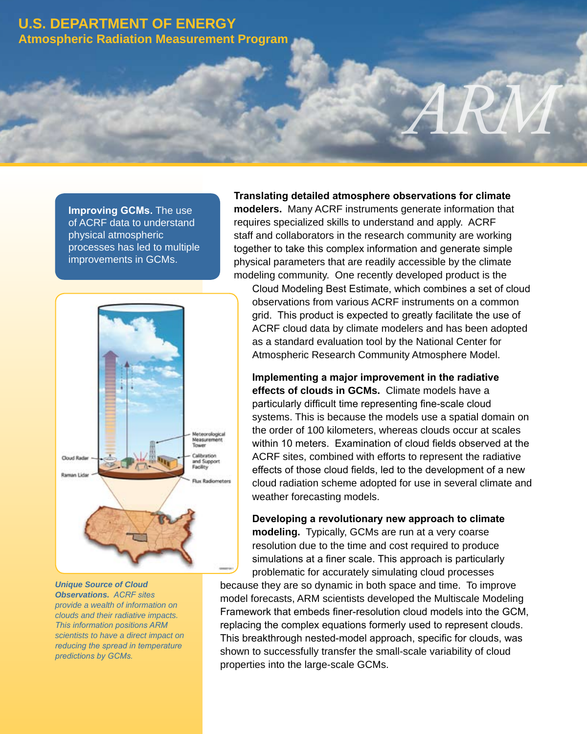**U.S. DEPARTMENT OF ENERGY**
**Atmospheric Radiation Measurement Program**

ARM

**Improving GCMs.** The use of ACRF data to understand physical atmospheric processes has led to multiple improvements in GCMs.

**Translating detailed atmosphere observations for climate modelers.** Many ACRF instruments generate information that requires specialized skills to understand and apply. ACRF staff and collaborators in the research community are working together to take this complex information and generate simple physical parameters that are readily accessible by the climate modeling community. One recently developed product is the Cloud Modeling Best Estimate, which combines a set of cloud observations from various ACRF instruments on a common grid. This product is expected to greatly facilitate the use of ACRF cloud data by climate modelers and has been adopted as a standard evaluation tool by the National Center for Atmospheric Research Community Atmosphere Model.

**Implementing a major improvement in the radiative effects of clouds in GCMs.** Climate models have a particularly difficult time representing fine-scale cloud systems. This is because the models use a spatial domain on the order of 100 kilometers, whereas clouds occur at scales within 10 meters. Examination of cloud fields observed at the ACRF sites, combined with efforts to represent the radiative effects of those cloud fields, led to the development of a new cloud radiation scheme adopted for use in several climate and weather forecasting models.

**Developing a revolutionary new approach to climate modeling.** Typically, GCMs are run at a very coarse resolution due to the time and cost required to produce simulations at a finer scale. This approach is particularly problematic for accurately simulating cloud processes because they are so dynamic in both space and time. To improve model forecasts, ARM scientists developed the Multiscale Modeling Framework that embeds finer-resolution cloud models into the GCM, replacing the complex equations formerly used to represent clouds. This breakthrough nested-model approach, specific for clouds, was shown to successfully transfer the small-scale variability of cloud properties into the large-scale GCMs.

Meteorological Measurement Tower

Cloud Radar

Calibration and Support Facility

Raman Lidar

Flux Radiometers

***Unique Source of Cloud Observations.*** *ACRF sites provide a wealth of information on clouds and their radiative impacts. This information positions ARM scientists to have a direct impact on reducing the spread in temperature predictions by GCMs.*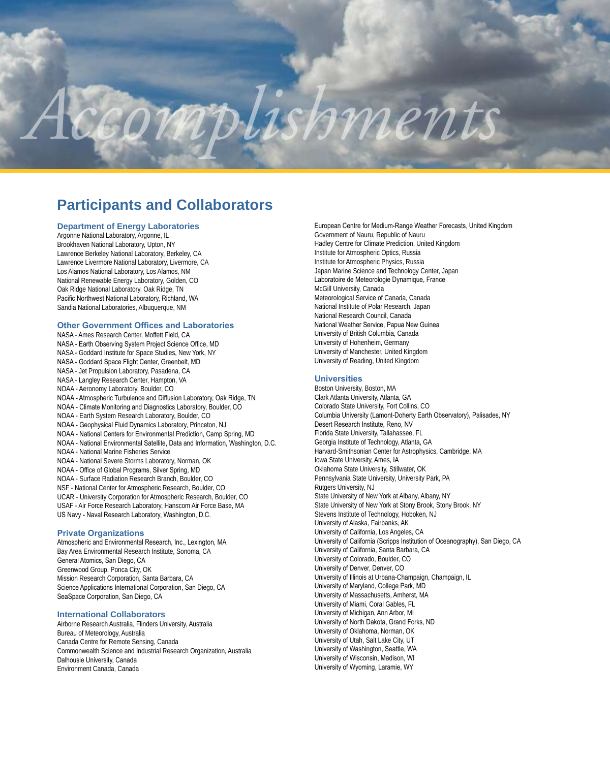# Accomplishments

## Participants and Collaborators

### Department of Energy Laboratories

Argonne National Laboratory, Argonne, IL
Brookhaven National Laboratory, Upton, NY
Lawrence Berkeley National Laboratory, Berkeley, CA
Lawrence Livermore National Laboratory, Livermore, CA
Los Alamos National Laboratory, Los Alamos, NM
National Renewable Energy Laboratory, Golden, CO
Oak Ridge National Laboratory, Oak Ridge, TN
Pacific Northwest National Laboratory, Richland, WA
Sandia National Laboratories, Albuquerque, NM

### Other Government Offices and Laboratories

NASA - Ames Research Center, Moffett Field, CA
NASA - Earth Observing System Project Science Office, MD
NASA - Goddard Institute for Space Studies, New York, NY
NASA - Goddard Space Flight Center, Greenbelt, MD
NASA - Jet Propulsion Laboratory, Pasadena, CA
NASA - Langley Research Center, Hampton, VA
NOAA - Aeronomy Laboratory, Boulder, CO
NOAA - Atmospheric Turbulence and Diffusion Laboratory, Oak Ridge, TN
NOAA - Climate Monitoring and Diagnostics Laboratory, Boulder, CO
NOAA - Earth System Research Laboratory, Boulder, CO
NOAA - Geophysical Fluid Dynamics Laboratory, Princeton, NJ
NOAA - National Centers for Environmental Prediction, Camp Spring, MD
NOAA - National Environmental Satellite, Data and Information, Washington, D.C.
NOAA - National Marine Fisheries Service
NOAA - National Severe Storms Laboratory, Norman, OK
NOAA - Office of Global Programs, Silver Spring, MD
NOAA - Surface Radiation Research Branch, Boulder, CO
NSF - National Center for Atmospheric Research, Boulder, CO
UCAR - University Corporation for Atmospheric Research, Boulder, CO
USAF - Air Force Research Laboratory, Hanscom Air Force Base, MA
US Navy - Naval Research Laboratory, Washington, D.C.

### Private Organizations

Atmospheric and Environmental Research, Inc., Lexington, MA
Bay Area Environmental Research Institute, Sonoma, CA
General Atomics, San Diego, CA
Greenwood Group, Ponca City, OK
Mission Research Corporation, Santa Barbara, CA
Science Applications International Corporation, San Diego, CA
SeaSpace Corporation, San Diego, CA

### International Collaborators

Airborne Research Australia, Flinders University, Australia
Bureau of Meteorology, Australia
Canada Centre for Remote Sensing, Canada
Commonwealth Science and Industrial Research Organization, Australia
Dalhousie University, Canada
Environment Canada, Canada
European Centre for Medium-Range Weather Forecasts, United Kingdom
Government of Nauru, Republic of Nauru
Hadley Centre for Climate Prediction, United Kingdom
Institute for Atmospheric Optics, Russia
Institute for Atmospheric Physics, Russia
Japan Marine Science and Technology Center, Japan
Laboratoire de Meteorologie Dynamique, France
McGill University, Canada
Meteorological Service of Canada, Canada
National Institute of Polar Research, Japan
National Research Council, Canada
National Weather Service, Papua New Guinea
University of British Columbia, Canada
University of Hohenheim, Germany
University of Manchester, United Kingdom
University of Reading, United Kingdom

### Universities

Boston University, Boston, MA
Clark Atlanta University, Atlanta, GA
Colorado State University, Fort Collins, CO
Columbia University (Lamont-Doherty Earth Observatory), Palisades, NY
Desert Research Institute, Reno, NV
Florida State University, Tallahassee, FL
Georgia Institute of Technology, Atlanta, GA
Harvard-Smithsonian Center for Astrophysics, Cambridge, MA
Iowa State University, Ames, IA
Oklahoma State University, Stillwater, OK
Pennsylvania State University, University Park, PA
Rutgers University, NJ
State University of New York at Albany, Albany, NY
State University of New York at Stony Brook, Stony Brook, NY
Stevens Institute of Technology, Hoboken, NJ
University of Alaska, Fairbanks, AK
University of California, Los Angeles, CA
University of California (Scripps Institution of Oceanography), San Diego, CA
University of California, Santa Barbara, CA
University of Colorado, Boulder, CO
University of Denver, Denver, CO
University of Illinois at Urbana-Champaign, Champaign, IL
University of Maryland, College Park, MD
University of Massachusetts, Amherst, MA
University of Miami, Coral Gables, FL
University of Michigan, Ann Arbor, MI
University of North Dakota, Grand Forks, ND
University of Oklahoma, Norman, OK
University of Utah, Salt Lake City, UT
University of Washington, Seattle, WA
University of Wisconsin, Madison, WI
University of Wyoming, Laramie, WY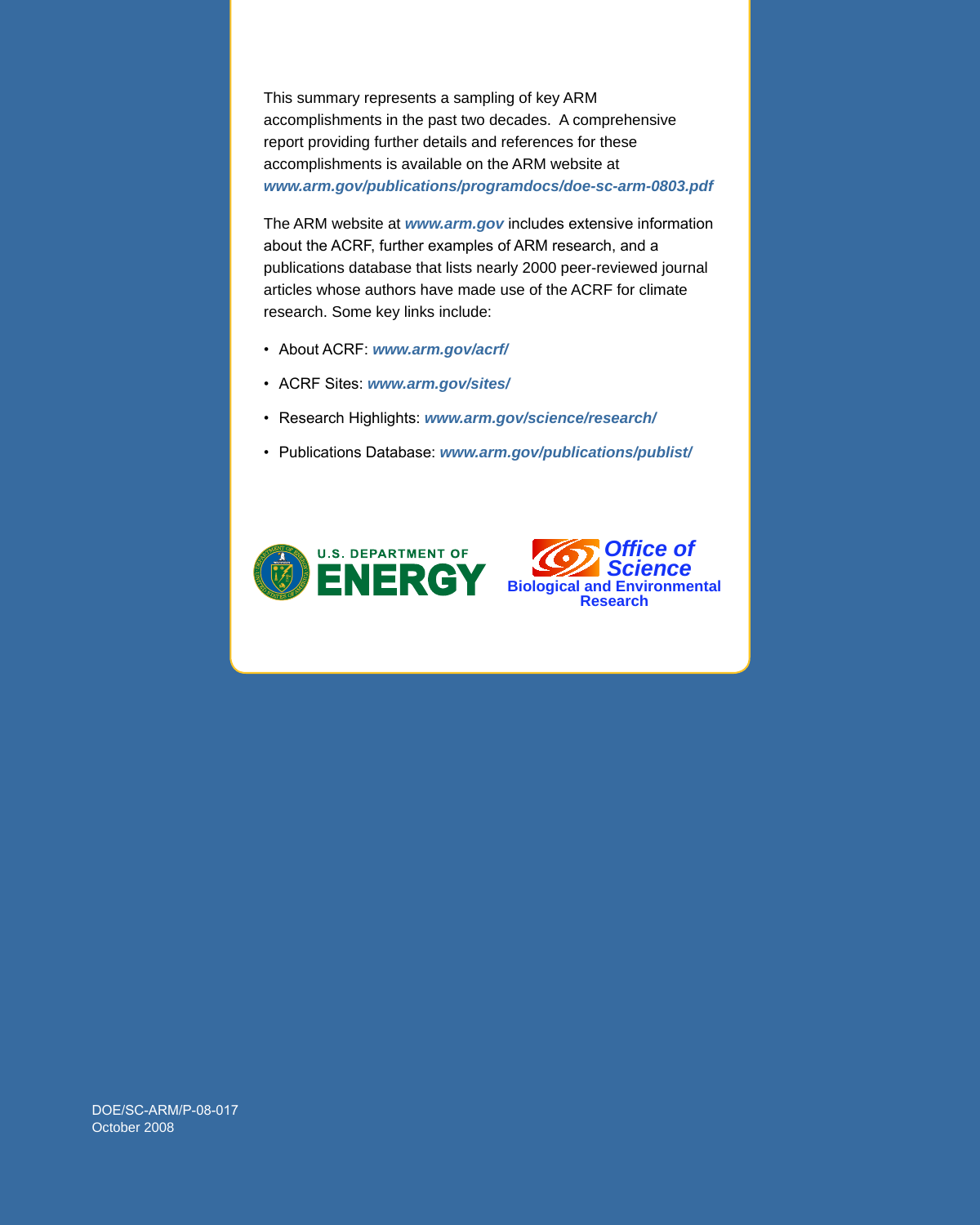This summary represents a sampling of key ARM accomplishments in the past two decades. A comprehensive report providing further details and references for these accomplishments is available on the ARM website at ***www.arm.gov/publications/programdocs/doe-sc-arm-0803.pdf***

The ARM website at ***www.arm.gov*** includes extensive information about the ACRF, further examples of ARM research, and a publications database that lists nearly 2000 peer-reviewed journal articles whose authors have made use of the ACRF for climate research. Some key links include:

- About ACRF: ***www.arm.gov/acrf/***
- ACRF Sites: ***www.arm.gov/sites/***
- Research Highlights: ***www.arm.gov/science/research/***
- Publications Database: ***www.arm.gov/publications/publist/***

U.S. DEPARTMENT OF ENERGY

Office of Science
Biological and Environmental Research

DOE/SC-ARM/P-08-017
October 2008